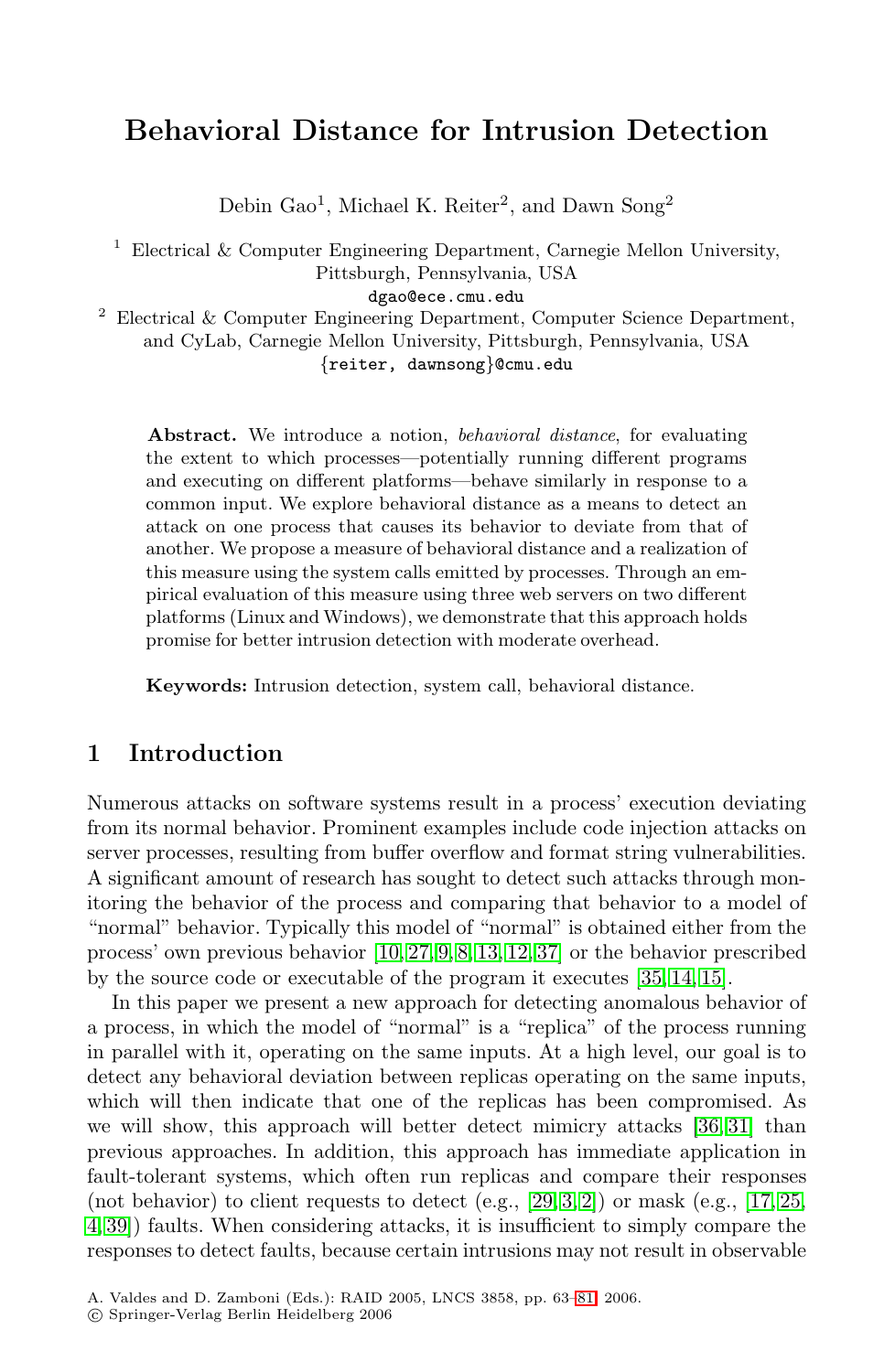# Behavioral Distance for Intrusion Detection

Debin Gao[1], Michael K. Reiter[2], and Dawn Song[2]

[1] Electrical & Computer Engineering Department, Carnegie Mellon University, Pittsburgh, Pennsylvania, USA
dgao@ece.cmu.edu

[2] Electrical & Computer Engineering Department, Computer Science Department, and CyLab, Carnegie Mellon University, Pittsburgh, Pennsylvania, USA
{reiter, dawnsong}@cmu.edu

**Abstract.** We introduce a notion, *behavioral distance*, for evaluating the extent to which processes—potentially running different programs and executing on different platforms—behave similarly in response to a common input. We explore behavioral distance as a means to detect an attack on one process that causes its behavior to deviate from that of another. We propose a measure of behavioral distance and a realization of this measure using the system calls emitted by processes. Through an empirical evaluation of this measure using three web servers on two different platforms (Linux and Windows), we demonstrate that this approach holds promise for better intrusion detection with moderate overhead.

**Keywords:** Intrusion detection, system call, behavioral distance.

## 1 Introduction

Numerous attacks on software systems result in a process' execution deviating from its normal behavior. Prominent examples include code injection attacks on server processes, resulting from buffer overflow and format string vulnerabilities. A significant amount of research has sought to detect such attacks through monitoring the behavior of the process and comparing that behavior to a model of "normal" behavior. Typically this model of "normal" is obtained either from the process' own previous behavior [10, 27, 9, 8, 13, 12, 37] or the behavior prescribed by the source code or executable of the program it executes [35, 14, 15].

In this paper we present a new approach for detecting anomalous behavior of a process, in which the model of "normal" is a "replica" of the process running in parallel with it, operating on the same inputs. At a high level, our goal is to detect any behavioral deviation between replicas operating on the same inputs, which will then indicate that one of the replicas has been compromised. As we will show, this approach will better detect mimicry attacks [36, 31] than previous approaches. In addition, this approach has immediate application in fault-tolerant systems, which often run replicas and compare their responses (not behavior) to client requests to detect (e.g., [29, 3, 2]) or mask (e.g., [17, 25, 4, 39]) faults. When considering attacks, it is insufficient to simply compare the responses to detect faults, because certain intrusions may not result in observable

A. Valdes and D. Zamboni (Eds.): RAID 2005, LNCS 3858, pp. 63–81, 2006.
© Springer-Verlag Berlin Heidelberg 2006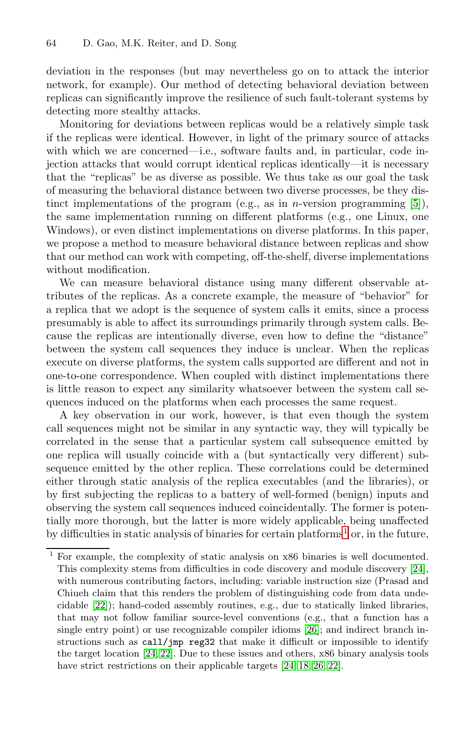deviation in the responses (but may nevertheless go on to attack the interior network, for example). Our method of detecting behavioral deviation between replicas can significantly improve the resilience of such fault-tolerant systems by detecting more stealthy attacks.

Monitoring for deviations between replicas would be a relatively simple task if the replicas were identical. However, in light of the primary source of attacks with which we are concerned—i.e., software faults and, in particular, code injection attacks that would corrupt identical replicas identically—it is necessary that the "replicas" be as diverse as possible. We thus take as our goal the task of measuring the behavioral distance between two diverse processes, be they distinct implementations of the program (e.g., as in $n$-version programming [5]), the same implementation running on different platforms (e.g., one Linux, one Windows), or even distinct implementations on diverse platforms. In this paper, we propose a method to measure behavioral distance between replicas and show that our method can work with competing, off-the-shelf, diverse implementations without modification.

We can measure behavioral distance using many different observable attributes of the replicas. As a concrete example, the measure of "behavior" for a replica that we adopt is the sequence of system calls it emits, since a process presumably is able to affect its surroundings primarily through system calls. Because the replicas are intentionally diverse, even how to define the "distance" between the system call sequences they induce is unclear. When the replicas execute on diverse platforms, the system calls supported are different and not in one-to-one correspondence. When coupled with distinct implementations there is little reason to expect any similarity whatsoever between the system call sequences induced on the platforms when each processes the same request.

A key observation in our work, however, is that even though the system call sequences might not be similar in any syntactic way, they will typically be correlated in the sense that a particular system call subsequence emitted by one replica will usually coincide with a (but syntactically very different) subsequence emitted by the other replica. These correlations could be determined either through static analysis of the replica executables (and the libraries), or by first subjecting the replicas to a battery of well-formed (benign) inputs and observing the system call sequences induced coincidentally. The former is potentially more thorough, but the latter is more widely applicable, being unaffected by difficulties in static analysis of binaries for certain platforms[1] or, in the future,

[1] For example, the complexity of static analysis on x86 binaries is well documented. This complexity stems from difficulties in code discovery and module discovery [24], with numerous contributing factors, including: variable instruction size (Prasad and Chiueh claim that this renders the problem of distinguishing code from data undecidable [22]); hand-coded assembly routines, e.g., due to statically linked libraries, that may not follow familiar source-level conventions (e.g., that a function has a single entry point) or use recognizable compiler idioms [26]; and indirect branch instructions such as `call/jmp reg32` that make it difficult or impossible to identify the target location [24,22]. Due to these issues and others, x86 binary analysis tools have strict restrictions on their applicable targets [24,18,26,22].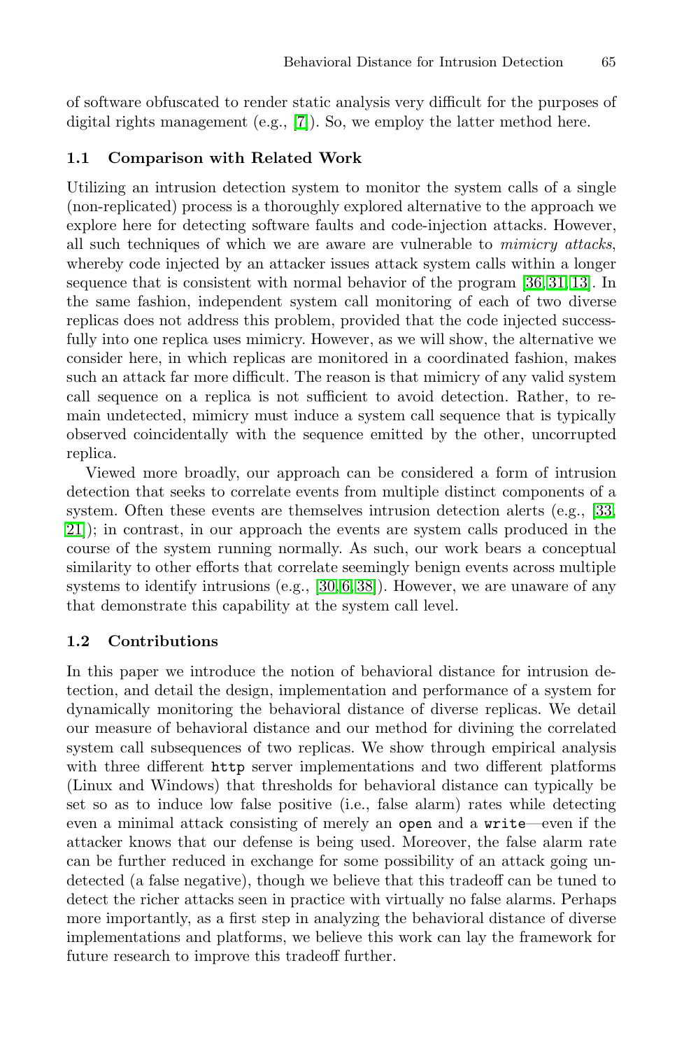of software obfuscated to render static analysis very difficult for the purposes of digital rights management (e.g., [7]). So, we employ the latter method here.

### 1.1 Comparison with Related Work

Utilizing an intrusion detection system to monitor the system calls of a single (non-replicated) process is a thoroughly explored alternative to the approach we explore here for detecting software faults and code-injection attacks. However, all such techniques of which we are aware are vulnerable to *mimicry attacks*, whereby code injected by an attacker issues attack system calls within a longer sequence that is consistent with normal behavior of the program [36,31,13]. In the same fashion, independent system call monitoring of each of two diverse replicas does not address this problem, provided that the code injected successfully into one replica uses mimicry. However, as we will show, the alternative we consider here, in which replicas are monitored in a coordinated fashion, makes such an attack far more difficult. The reason is that mimicry of any valid system call sequence on a replica is not sufficient to avoid detection. Rather, to remain undetected, mimicry must induce a system call sequence that is typically observed coincidentally with the sequence emitted by the other, uncorrupted replica.

Viewed more broadly, our approach can be considered a form of intrusion detection that seeks to correlate events from multiple distinct components of a system. Often these events are themselves intrusion detection alerts (e.g., [33, 21]); in contrast, in our approach the events are system calls produced in the course of the system running normally. As such, our work bears a conceptual similarity to other efforts that correlate seemingly benign events across multiple systems to identify intrusions (e.g., [30,6,38]). However, we are unaware of any that demonstrate this capability at the system call level.

### 1.2 Contributions

In this paper we introduce the notion of behavioral distance for intrusion detection, and detail the design, implementation and performance of a system for dynamically monitoring the behavioral distance of diverse replicas. We detail our measure of behavioral distance and our method for divining the correlated system call subsequences of two replicas. We show through empirical analysis with three different `http` server implementations and two different platforms (Linux and Windows) that thresholds for behavioral distance can typically be set so as to induce low false positive (i.e., false alarm) rates while detecting even a minimal attack consisting of merely an `open` and a `write`—even if the attacker knows that our defense is being used. Moreover, the false alarm rate can be further reduced in exchange for some possibility of an attack going undetected (a false negative), though we believe that this tradeoff can be tuned to detect the richer attacks seen in practice with virtually no false alarms. Perhaps more importantly, as a first step in analyzing the behavioral distance of diverse implementations and platforms, we believe this work can lay the framework for future research to improve this tradeoff further.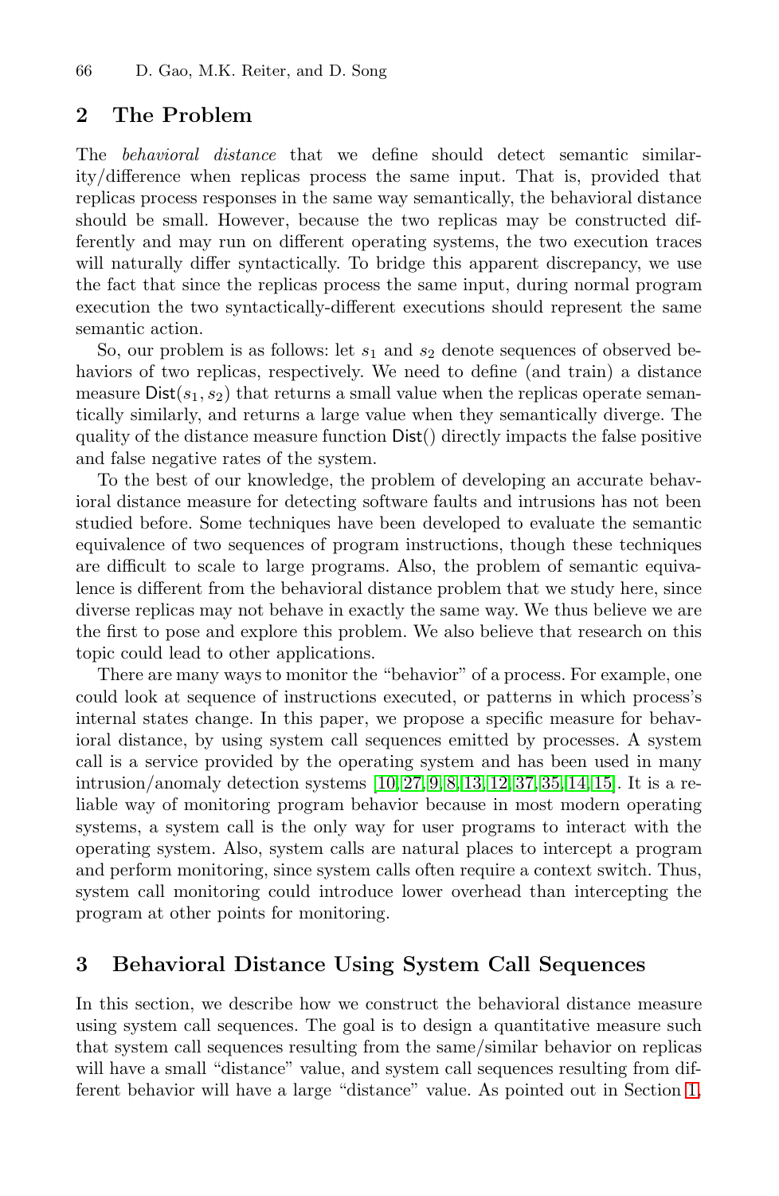## 2 The Problem

The *behavioral distance* that we define should detect semantic similarity/difference when replicas process the same input. That is, provided that replicas process responses in the same way semantically, the behavioral distance should be small. However, because the two replicas may be constructed differently and may run on different operating systems, the two execution traces will naturally differ syntactically. To bridge this apparent discrepancy, we use the fact that since the replicas process the same input, during normal program execution the two syntactically-different executions should represent the same semantic action.

So, our problem is as follows: let $s_1$ and $s_2$ denote sequences of observed behaviors of two replicas, respectively. We need to define (and train) a distance measure $\mathsf{Dist}(s_1, s_2)$ that returns a small value when the replicas operate semantically similarly, and returns a large value when they semantically diverge. The quality of the distance measure function $\mathsf{Dist}()$ directly impacts the false positive and false negative rates of the system.

To the best of our knowledge, the problem of developing an accurate behavioral distance measure for detecting software faults and intrusions has not been studied before. Some techniques have been developed to evaluate the semantic equivalence of two sequences of program instructions, though these techniques are difficult to scale to large programs. Also, the problem of semantic equivalence is different from the behavioral distance problem that we study here, since diverse replicas may not behave in exactly the same way. We thus believe we are the first to pose and explore this problem. We also believe that research on this topic could lead to other applications.

There are many ways to monitor the "behavior" of a process. For example, one could look at sequence of instructions executed, or patterns in which process's internal states change. In this paper, we propose a specific measure for behavioral distance, by using system call sequences emitted by processes. A system call is a service provided by the operating system and has been used in many intrusion/anomaly detection systems [10, 27, 9, 8, 13, 12, 37, 35, 14, 15]. It is a reliable way of monitoring program behavior because in most modern operating systems, a system call is the only way for user programs to interact with the operating system. Also, system calls are natural places to intercept a program and perform monitoring, since system calls often require a context switch. Thus, system call monitoring could introduce lower overhead than intercepting the program at other points for monitoring.

## 3 Behavioral Distance Using System Call Sequences

In this section, we describe how we construct the behavioral distance measure using system call sequences. The goal is to design a quantitative measure such that system call sequences resulting from the same/similar behavior on replicas will have a small "distance" value, and system call sequences resulting from different behavior will have a large "distance" value. As pointed out in Section 1,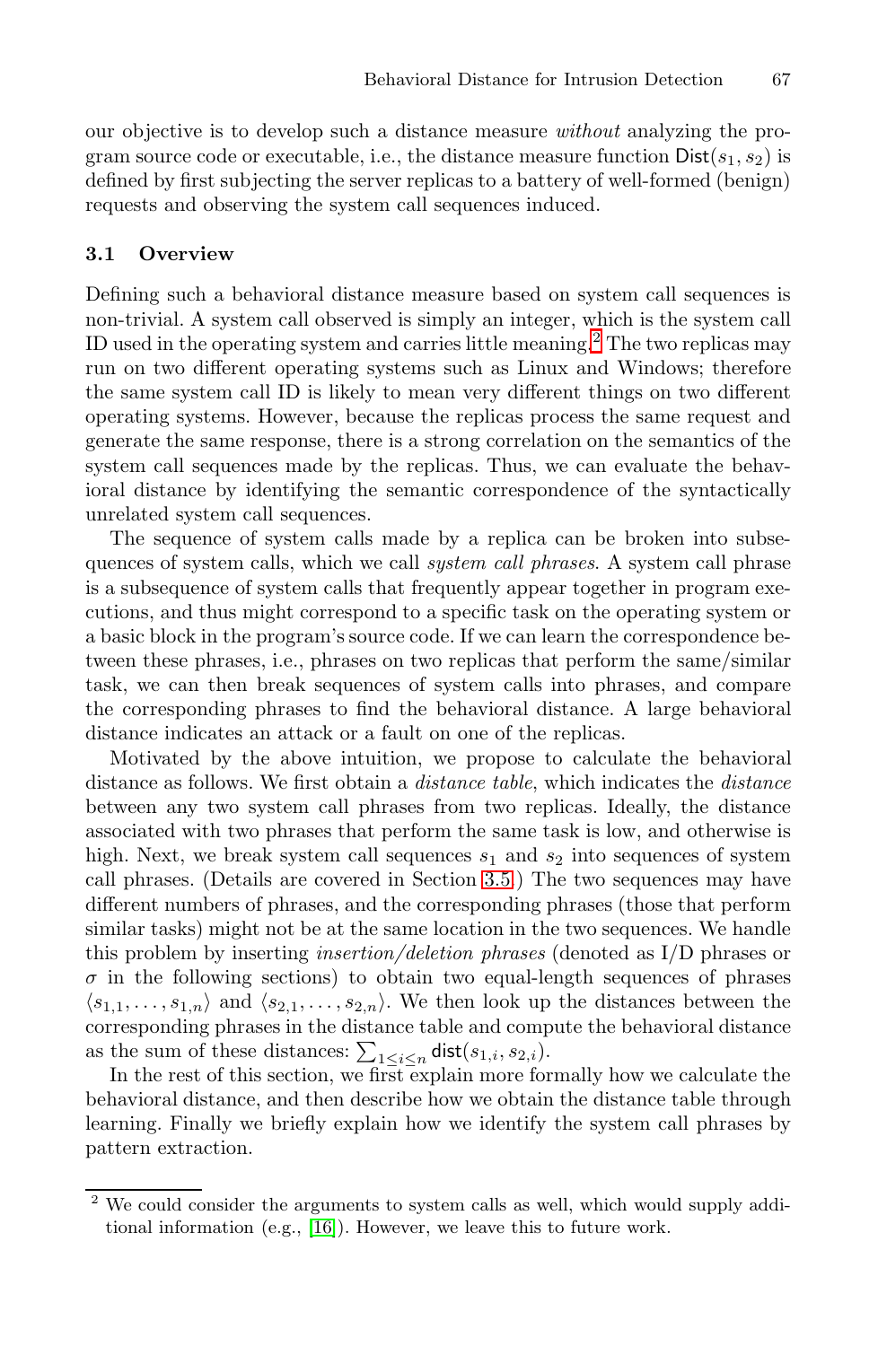our objective is to develop such a distance measure *without* analyzing the program source code or executable, i.e., the distance measure function $\mathsf{Dist}(s_1, s_2)$ is defined by first subjecting the server replicas to a battery of well-formed (benign) requests and observing the system call sequences induced.

### 3.1 Overview

Defining such a behavioral distance measure based on system call sequences is non-trivial. A system call observed is simply an integer, which is the system call ID used in the operating system and carries little meaning.[2] The two replicas may run on two different operating systems such as Linux and Windows; therefore the same system call ID is likely to mean very different things on two different operating systems. However, because the replicas process the same request and generate the same response, there is a strong correlation on the semantics of the system call sequences made by the replicas. Thus, we can evaluate the behavioral distance by identifying the semantic correspondence of the syntactically unrelated system call sequences.

The sequence of system calls made by a replica can be broken into subsequences of system calls, which we call *system call phrases*. A system call phrase is a subsequence of system calls that frequently appear together in program executions, and thus might correspond to a specific task on the operating system or a basic block in the program's source code. If we can learn the correspondence between these phrases, i.e., phrases on two replicas that perform the same/similar task, we can then break sequences of system calls into phrases, and compare the corresponding phrases to find the behavioral distance. A large behavioral distance indicates an attack or a fault on one of the replicas.

Motivated by the above intuition, we propose to calculate the behavioral distance as follows. We first obtain a *distance table*, which indicates the *distance* between any two system call phrases from two replicas. Ideally, the distance associated with two phrases that perform the same task is low, and otherwise is high. Next, we break system call sequences $s_1$ and $s_2$ into sequences of system call phrases. (Details are covered in Section 3.5.) The two sequences may have different numbers of phrases, and the corresponding phrases (those that perform similar tasks) might not be at the same location in the two sequences. We handle this problem by inserting *insertion/deletion phrases* (denoted as I/D phrases or $\sigma$ in the following sections) to obtain two equal-length sequences of phrases $\langle s_{1,1}, \ldots, s_{1,n} \rangle$ and $\langle s_{2,1}, \ldots, s_{2,n} \rangle$. We then look up the distances between the corresponding phrases in the distance table and compute the behavioral distance as the sum of these distances: $\sum_{1 \le i \le n} \mathsf{dist}(s_{1,i}, s_{2,i})$.

In the rest of this section, we first explain more formally how we calculate the behavioral distance, and then describe how we obtain the distance table through learning. Finally we briefly explain how we identify the system call phrases by pattern extraction.

---

[2] We could consider the arguments to system calls as well, which would supply additional information (e.g., [16]). However, we leave this to future work.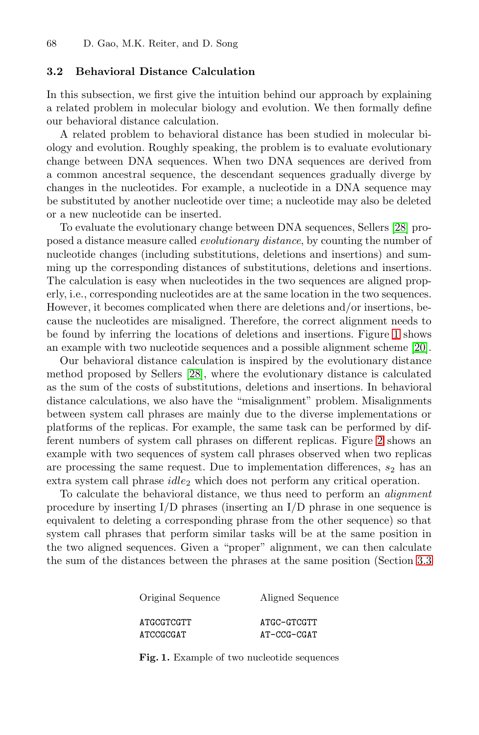### 3.2 Behavioral Distance Calculation

In this subsection, we first give the intuition behind our approach by explaining a related problem in molecular biology and evolution. We then formally define our behavioral distance calculation.

A related problem to behavioral distance has been studied in molecular biology and evolution. Roughly speaking, the problem is to evaluate evolutionary change between DNA sequences. When two DNA sequences are derived from a common ancestral sequence, the descendant sequences gradually diverge by changes in the nucleotides. For example, a nucleotide in a DNA sequence may be substituted by another nucleotide over time; a nucleotide may also be deleted or a new nucleotide can be inserted.

To evaluate the evolutionary change between DNA sequences, Sellers [28] proposed a distance measure called *evolutionary distance*, by counting the number of nucleotide changes (including substitutions, deletions and insertions) and summing up the corresponding distances of substitutions, deletions and insertions. The calculation is easy when nucleotides in the two sequences are aligned properly, i.e., corresponding nucleotides are at the same location in the two sequences. However, it becomes complicated when there are deletions and/or insertions, because the nucleotides are misaligned. Therefore, the correct alignment needs to be found by inferring the locations of deletions and insertions. Figure 1 shows an example with two nucleotide sequences and a possible alignment scheme [20].

Our behavioral distance calculation is inspired by the evolutionary distance method proposed by Sellers [28], where the evolutionary distance is calculated as the sum of the costs of substitutions, deletions and insertions. In behavioral distance calculations, we also have the "misalignment" problem. Misalignments between system call phrases are mainly due to the diverse implementations or platforms of the replicas. For example, the same task can be performed by different numbers of system call phrases on different replicas. Figure 2 shows an example with two sequences of system call phrases observed when two replicas are processing the same request. Due to implementation differences, $s_2$ has an extra system call phrase $idle_2$ which does not perform any critical operation.

To calculate the behavioral distance, we thus need to perform an *alignment* procedure by inserting I/D phrases (inserting an I/D phrase in one sequence is equivalent to deleting a corresponding phrase from the other sequence) so that system call phrases that perform similar tasks will be at the same position in the two aligned sequences. Given a "proper" alignment, we can then calculate the sum of the distances between the phrases at the same position (Section 3.3

| Original Sequence | Aligned Sequence |
|---|---|
| `ATGCGTCGTT` | `ATGC-GTCGTT` |
| `ATCCGCGAT` | `AT-CCG-CGAT` |

**Fig. 1.** Example of two nucleotide sequences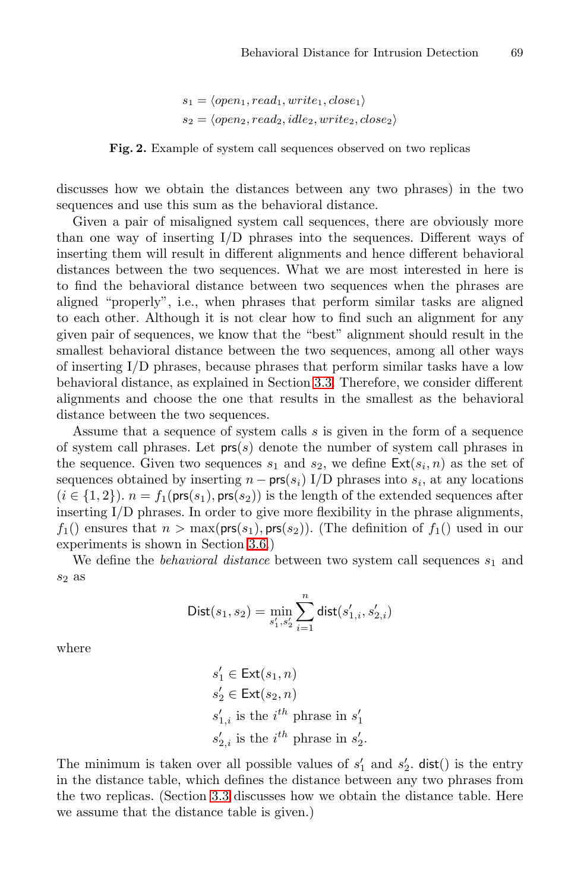$$s_1 = \langle open_1, read_1, write_1, close_1 \rangle$$
$$s_2 = \langle open_2, read_2, idle_2, write_2, close_2 \rangle$$

**Fig. 2.** Example of system call sequences observed on two replicas

discusses how we obtain the distances between any two phrases) in the two sequences and use this sum as the behavioral distance.

Given a pair of misaligned system call sequences, there are obviously more than one way of inserting I/D phrases into the sequences. Different ways of inserting them will result in different alignments and hence different behavioral distances between the two sequences. What we are most interested in here is to find the behavioral distance between two sequences when the phrases are aligned "properly", i.e., when phrases that perform similar tasks are aligned to each other. Although it is not clear how to find such an alignment for any given pair of sequences, we know that the "best" alignment should result in the smallest behavioral distance between the two sequences, among all other ways of inserting I/D phrases, because phrases that perform similar tasks have a low behavioral distance, as explained in Section 3.3. Therefore, we consider different alignments and choose the one that results in the smallest as the behavioral distance between the two sequences.

Assume that a sequence of system calls $s$ is given in the form of a sequence of system call phrases. Let $\mathsf{prs}(s)$ denote the number of system call phrases in the sequence. Given two sequences $s_1$ and $s_2$, we define $\mathsf{Ext}(s_i, n)$ as the set of sequences obtained by inserting $n - \mathsf{prs}(s_i)$ I/D phrases into $s_i$, at any locations ($i \in \{1, 2\}$). $n = f_1(\mathsf{prs}(s_1), \mathsf{prs}(s_2))$ is the length of the extended sequences after inserting I/D phrases. In order to give more flexibility in the phrase alignments, $f_1()$ ensures that $n > \max(\mathsf{prs}(s_1), \mathsf{prs}(s_2))$. (The definition of $f_1()$ used in our experiments is shown in Section 3.6.)

We define the *behavioral distance* between two system call sequences $s_1$ and $s_2$ as

$$\mathsf{Dist}(s_1, s_2) = \min_{s'_1, s'_2} \sum_{i=1}^{n} \mathsf{dist}(s'_{1,i}, s'_{2,i})$$

where

$$s'_1 \in \mathsf{Ext}(s_1, n)$$
$$s'_2 \in \mathsf{Ext}(s_2, n)$$
$$s'_{1,i} \text{ is the } i^{th} \text{ phrase in } s'_1$$
$$s'_{2,i} \text{ is the } i^{th} \text{ phrase in } s'_2.$$

The minimum is taken over all possible values of $s'_1$ and $s'_2$. $\mathsf{dist}()$ is the entry in the distance table, which defines the distance between any two phrases from the two replicas. (Section 3.3 discusses how we obtain the distance table. Here we assume that the distance table is given.)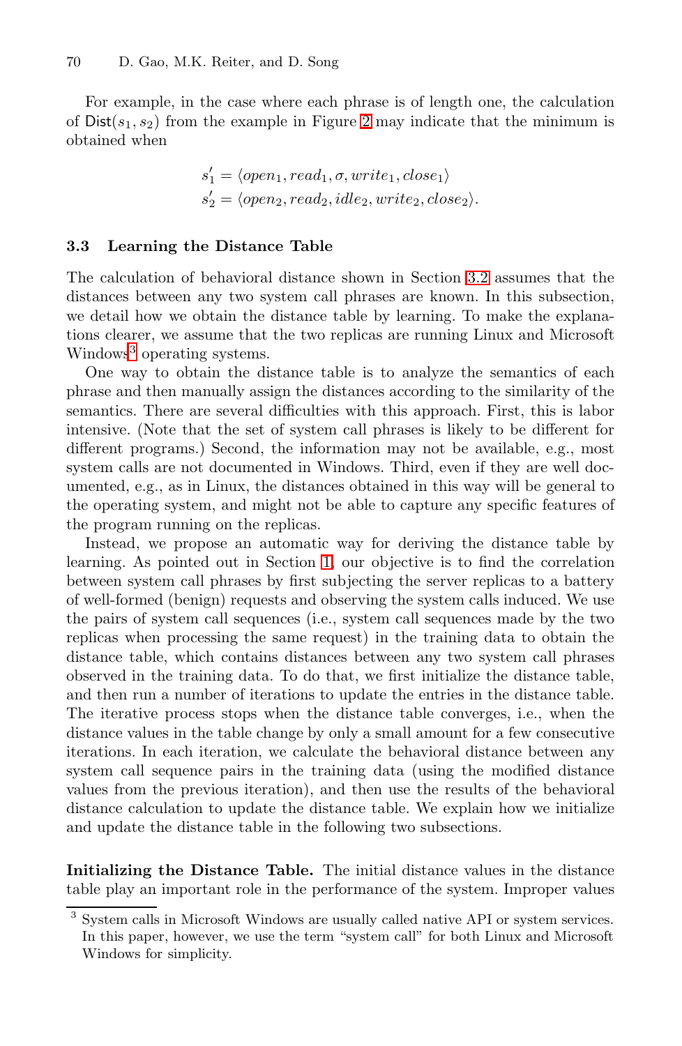For example, in the case where each phrase is of length one, the calculation of $\mathsf{Dist}(s_1, s_2)$ from the example in Figure 2 may indicate that the minimum is obtained when

$$s'_1 = \langle open_1, read_1, \sigma, write_1, close_1 \rangle$$
$$s'_2 = \langle open_2, read_2, idle_2, write_2, close_2 \rangle.$$

### 3.3 Learning the Distance Table

The calculation of behavioral distance shown in Section 3.2 assumes that the distances between any two system call phrases are known. In this subsection, we detail how we obtain the distance table by learning. To make the explanations clearer, we assume that the two replicas are running Linux and Microsoft Windows[3] operating systems.

One way to obtain the distance table is to analyze the semantics of each phrase and then manually assign the distances according to the similarity of the semantics. There are several difficulties with this approach. First, this is labor intensive. (Note that the set of system call phrases is likely to be different for different programs.) Second, the information may not be available, e.g., most system calls are not documented in Windows. Third, even if they are well documented, e.g., as in Linux, the distances obtained in this way will be general to the operating system, and might not be able to capture any specific features of the program running on the replicas.

Instead, we propose an automatic way for deriving the distance table by learning. As pointed out in Section 1, our objective is to find the correlation between system call phrases by first subjecting the server replicas to a battery of well-formed (benign) requests and observing the system calls induced. We use the pairs of system call sequences (i.e., system call sequences made by the two replicas when processing the same request) in the training data to obtain the distance table, which contains distances between any two system call phrases observed in the training data. To do that, we first initialize the distance table, and then run a number of iterations to update the entries in the distance table. The iterative process stops when the distance table converges, i.e., when the distance values in the table change by only a small amount for a few consecutive iterations. In each iteration, we calculate the behavioral distance between any system call sequence pairs in the training data (using the modified distance values from the previous iteration), and then use the results of the behavioral distance calculation to update the distance table. We explain how we initialize and update the distance table in the following two subsections.

**Initializing the Distance Table.** The initial distance values in the distance table play an important role in the performance of the system. Improper values

[3] System calls in Microsoft Windows are usually called native API or system services. In this paper, however, we use the term "system call" for both Linux and Microsoft Windows for simplicity.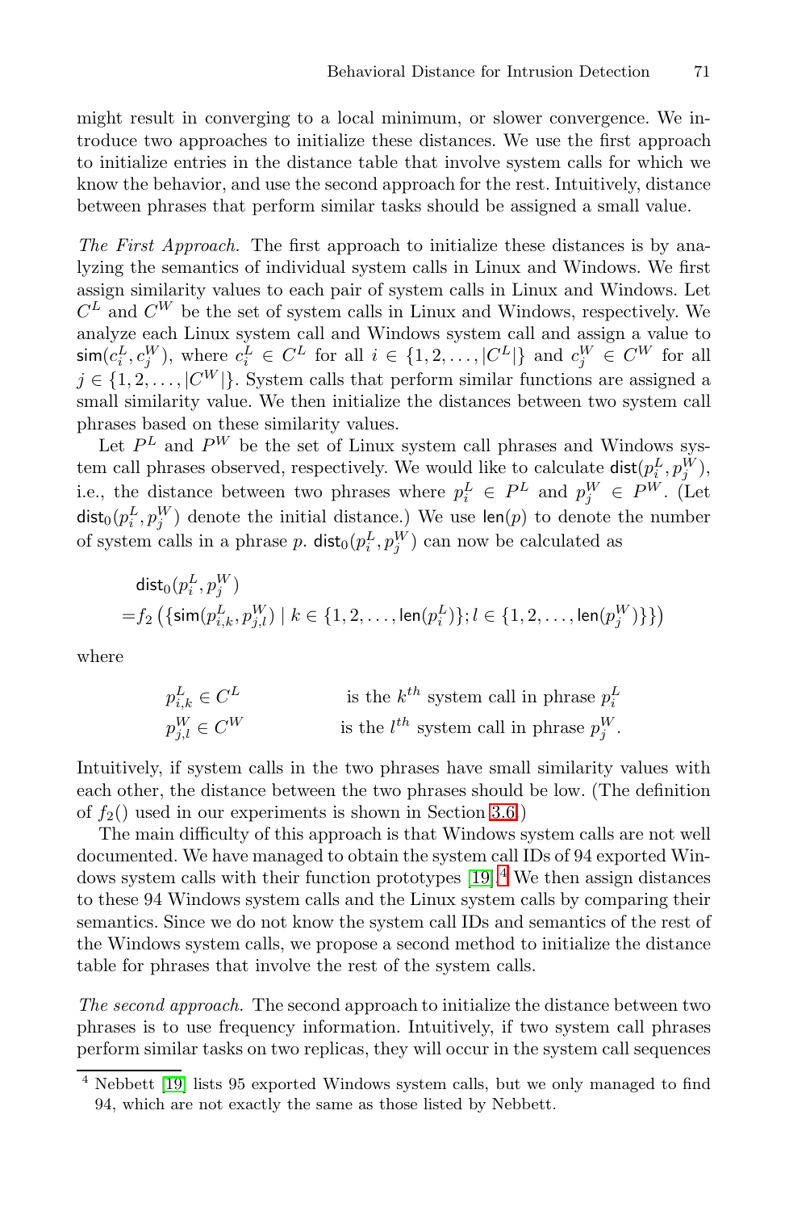might result in converging to a local minimum, or slower convergence. We introduce two approaches to initialize these distances. We use the first approach to initialize entries in the distance table that involve system calls for which we know the behavior, and use the second approach for the rest. Intuitively, distance between phrases that perform similar tasks should be assigned a small value.

*The First Approach.* The first approach to initialize these distances is by analyzing the semantics of individual system calls in Linux and Windows. We first assign similarity values to each pair of system calls in Linux and Windows. Let $C^L$ and $C^W$ be the set of system calls in Linux and Windows, respectively. We analyze each Linux system call and Windows system call and assign a value to $\mathsf{sim}(c_i^L, c_j^W)$, where $c_i^L \in C^L$ for all $i \in \{1, 2, \ldots, |C^L|\}$ and $c_j^W \in C^W$ for all $j \in \{1, 2, \ldots, |C^W|\}$. System calls that perform similar functions are assigned a small similarity value. We then initialize the distances between two system call phrases based on these similarity values.

Let $P^L$ and $P^W$ be the set of Linux system call phrases and Windows system call phrases observed, respectively. We would like to calculate $\mathsf{dist}(p_i^L, p_j^W)$, i.e., the distance between two phrases where $p_i^L \in P^L$ and $p_j^W \in P^W$. (Let $\mathsf{dist}_0(p_i^L, p_j^W)$ denote the initial distance.) We use $\mathsf{len}(p)$ to denote the number of system calls in a phrase $p$. $\mathsf{dist}_0(p_i^L, p_j^W)$ can now be calculated as

$$
\begin{aligned}
&\mathsf{dist}_0(p_i^L, p_j^W) \\
=&f_2\left(\{\mathsf{sim}(p_{i,k}^L, p_{j,l}^W) \mid k \in \{1, 2, \ldots, \mathsf{len}(p_i^L)\}; l \in \{1, 2, \ldots, \mathsf{len}(p_j^W)\}\}\right)
\end{aligned}
$$

where

$$
\begin{aligned}
p_{i,k}^L \in C^L \qquad & \text{is the } k^{th} \text{ system call in phrase } p_i^L \\
p_{j,l}^W \in C^W \qquad & \text{is the } l^{th} \text{ system call in phrase } p_j^W.
\end{aligned}
$$

Intuitively, if system calls in the two phrases have small similarity values with each other, the distance between the two phrases should be low. (The definition of $f_2()$ used in our experiments is shown in Section 3.6.)

The main difficulty of this approach is that Windows system calls are not well documented. We have managed to obtain the system call IDs of 94 exported Windows system calls with their function prototypes [19].[4] We then assign distances to these 94 Windows system calls and the Linux system calls by comparing their semantics. Since we do not know the system call IDs and semantics of the rest of the Windows system calls, we propose a second method to initialize the distance table for phrases that involve the rest of the system calls.

*The second approach.* The second approach to initialize the distance between two phrases is to use frequency information. Intuitively, if two system call phrases perform similar tasks on two replicas, they will occur in the system call sequences

[4] Nebbett [19] lists 95 exported Windows system calls, but we only managed to find 94, which are not exactly the same as those listed by Nebbett.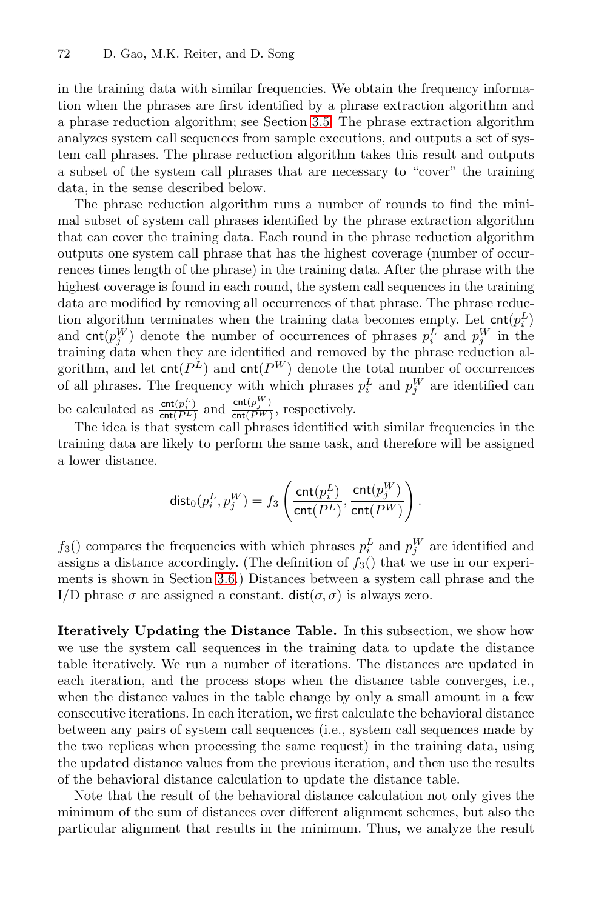in the training data with similar frequencies. We obtain the frequency information when the phrases are first identified by a phrase extraction algorithm and a phrase reduction algorithm; see Section 3.5. The phrase extraction algorithm analyzes system call sequences from sample executions, and outputs a set of system call phrases. The phrase reduction algorithm takes this result and outputs a subset of the system call phrases that are necessary to "cover" the training data, in the sense described below.

The phrase reduction algorithm runs a number of rounds to find the minimal subset of system call phrases identified by the phrase extraction algorithm that can cover the training data. Each round in the phrase reduction algorithm outputs one system call phrase that has the highest coverage (number of occurrences times length of the phrase) in the training data. After the phrase with the highest coverage is found in each round, the system call sequences in the training data are modified by removing all occurrences of that phrase. The phrase reduction algorithm terminates when the training data becomes empty. Let $\mathsf{cnt}(p_i^L)$ and $\mathsf{cnt}(p_j^W)$ denote the number of occurrences of phrases $p_i^L$ and $p_j^W$ in the training data when they are identified and removed by the phrase reduction algorithm, and let $\mathsf{cnt}(P^L)$ and $\mathsf{cnt}(P^W)$ denote the total number of occurrences of all phrases. The frequency with which phrases $p_i^L$ and $p_j^W$ are identified can be calculated as $\frac{\mathsf{cnt}(p_i^L)}{\mathsf{cnt}(P^L)}$ and $\frac{\mathsf{cnt}(p_j^W)}{\mathsf{cnt}(P^W)}$, respectively.

The idea is that system call phrases identified with similar frequencies in the training data are likely to perform the same task, and therefore will be assigned a lower distance.

$$\mathsf{dist}_0(p_i^L, p_j^W) = f_3\left(\frac{\mathsf{cnt}(p_i^L)}{\mathsf{cnt}(P^L)}, \frac{\mathsf{cnt}(p_j^W)}{\mathsf{cnt}(P^W)}\right).$$

$f_3()$ compares the frequencies with which phrases $p_i^L$ and $p_j^W$ are identified and assigns a distance accordingly. (The definition of $f_3()$ that we use in our experiments is shown in Section 3.6.) Distances between a system call phrase and the I/D phrase $\sigma$ are assigned a constant. $\mathsf{dist}(\sigma, \sigma)$ is always zero.

**Iteratively Updating the Distance Table.** In this subsection, we show how we use the system call sequences in the training data to update the distance table iteratively. We run a number of iterations. The distances are updated in each iteration, and the process stops when the distance table converges, i.e., when the distance values in the table change by only a small amount in a few consecutive iterations. In each iteration, we first calculate the behavioral distance between any pairs of system call sequences (i.e., system call sequences made by the two replicas when processing the same request) in the training data, using the updated distance values from the previous iteration, and then use the results of the behavioral distance calculation to update the distance table.

Note that the result of the behavioral distance calculation not only gives the minimum of the sum of distances over different alignment schemes, but also the particular alignment that results in the minimum. Thus, we analyze the result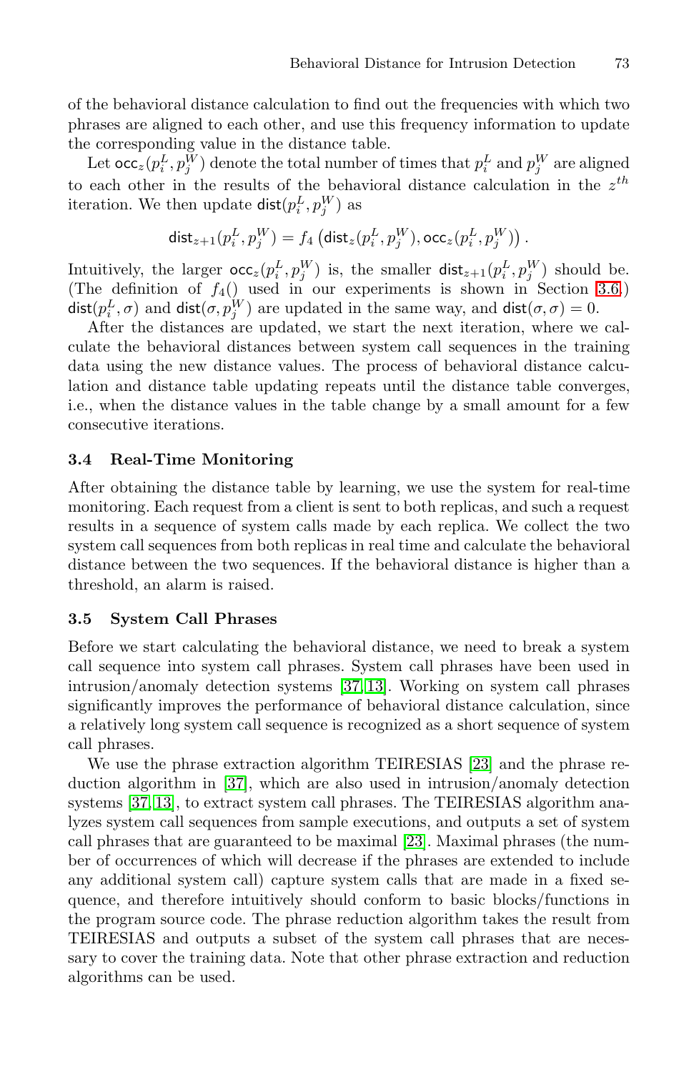of the behavioral distance calculation to find out the frequencies with which two phrases are aligned to each other, and use this frequency information to update the corresponding value in the distance table.

Let $\mathsf{occ}_z(p_i^L, p_j^W)$ denote the total number of times that $p_i^L$ and $p_j^W$ are aligned to each other in the results of the behavioral distance calculation in the $z^{th}$ iteration. We then update $\mathsf{dist}(p_i^L, p_j^W)$ as

$$\mathsf{dist}_{z+1}(p_i^L, p_j^W) = f_4\left(\mathsf{dist}_z(p_i^L, p_j^W), \mathsf{occ}_z(p_i^L, p_j^W)\right).$$

Intuitively, the larger $\mathsf{occ}_z(p_i^L, p_j^W)$ is, the smaller $\mathsf{dist}_{z+1}(p_i^L, p_j^W)$ should be. (The definition of $f_4()$ used in our experiments is shown in Section 3.6.) $\mathsf{dist}(p_i^L, \sigma)$ and $\mathsf{dist}(\sigma, p_j^W)$ are updated in the same way, and $\mathsf{dist}(\sigma, \sigma) = 0$.

After the distances are updated, we start the next iteration, where we calculate the behavioral distances between system call sequences in the training data using the new distance values. The process of behavioral distance calculation and distance table updating repeats until the distance table converges, i.e., when the distance values in the table change by a small amount for a few consecutive iterations.

### 3.4 Real-Time Monitoring

After obtaining the distance table by learning, we use the system for real-time monitoring. Each request from a client is sent to both replicas, and such a request results in a sequence of system calls made by each replica. We collect the two system call sequences from both replicas in real time and calculate the behavioral distance between the two sequences. If the behavioral distance is higher than a threshold, an alarm is raised.

### 3.5 System Call Phrases

Before we start calculating the behavioral distance, we need to break a system call sequence into system call phrases. System call phrases have been used in intrusion/anomaly detection systems [37, 13]. Working on system call phrases significantly improves the performance of behavioral distance calculation, since a relatively long system call sequence is recognized as a short sequence of system call phrases.

We use the phrase extraction algorithm TEIRESIAS [23] and the phrase reduction algorithm in [37], which are also used in intrusion/anomaly detection systems [37, 13], to extract system call phrases. The TEIRESIAS algorithm analyzes system call sequences from sample executions, and outputs a set of system call phrases that are guaranteed to be maximal [23]. Maximal phrases (the number of occurrences of which will decrease if the phrases are extended to include any additional system call) capture system calls that are made in a fixed sequence, and therefore intuitively should conform to basic blocks/functions in the program source code. The phrase reduction algorithm takes the result from TEIRESIAS and outputs a subset of the system call phrases that are necessary to cover the training data. Note that other phrase extraction and reduction algorithms can be used.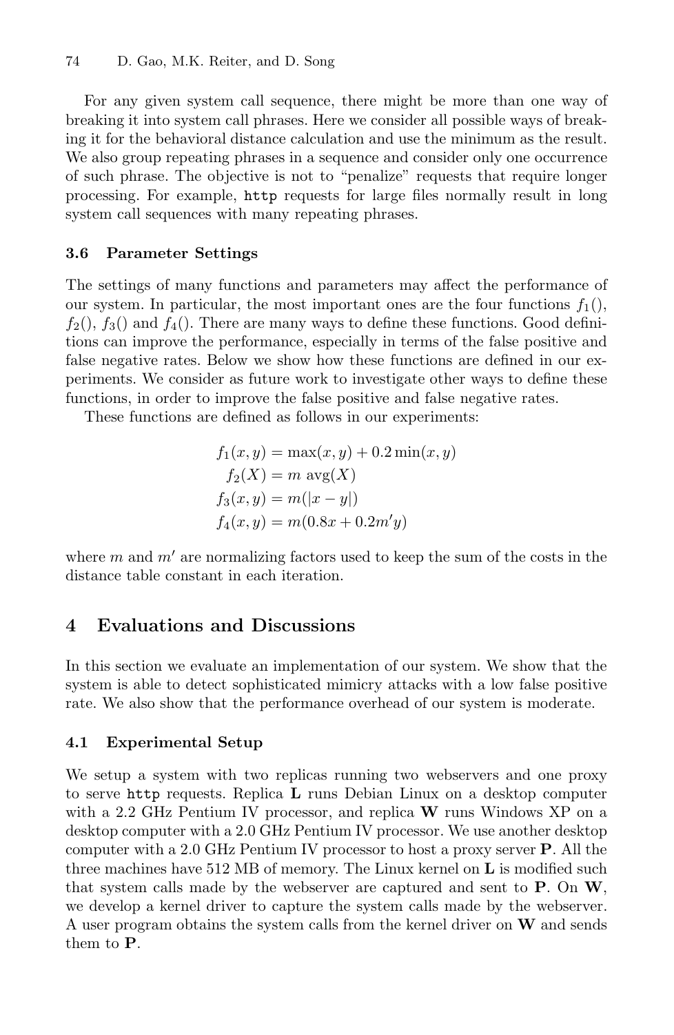For any given system call sequence, there might be more than one way of breaking it into system call phrases. Here we consider all possible ways of breaking it for the behavioral distance calculation and use the minimum as the result. We also group repeating phrases in a sequence and consider only one occurrence of such phrase. The objective is not to "penalize" requests that require longer processing. For example, `http` requests for large files normally result in long system call sequences with many repeating phrases.

### 3.6 Parameter Settings

The settings of many functions and parameters may affect the performance of our system. In particular, the most important ones are the four functions $f_1()$, $f_2()$, $f_3()$ and $f_4()$. There are many ways to define these functions. Good definitions can improve the performance, especially in terms of the false positive and false negative rates. Below we show how these functions are defined in our experiments. We consider as future work to investigate other ways to define these functions, in order to improve the false positive and false negative rates.

These functions are defined as follows in our experiments:

$$
\begin{aligned}
f_1(x, y) &= \max(x, y) + 0.2 \min(x, y) \\
f_2(X) &= m \operatorname{avg}(X) \\
f_3(x, y) &= m(|x - y|) \\
f_4(x, y) &= m(0.8x + 0.2m'y)
\end{aligned}
$$

where $m$ and $m'$ are normalizing factors used to keep the sum of the costs in the distance table constant in each iteration.

## 4 Evaluations and Discussions

In this section we evaluate an implementation of our system. We show that the system is able to detect sophisticated mimicry attacks with a low false positive rate. We also show that the performance overhead of our system is moderate.

### 4.1 Experimental Setup

We setup a system with two replicas running two webservers and one proxy to serve `http` requests. Replica **L** runs Debian Linux on a desktop computer with a 2.2 GHz Pentium IV processor, and replica **W** runs Windows XP on a desktop computer with a 2.0 GHz Pentium IV processor. We use another desktop computer with a 2.0 GHz Pentium IV processor to host a proxy server **P**. All the three machines have 512 MB of memory. The Linux kernel on **L** is modified such that system calls made by the webserver are captured and sent to **P**. On **W**, we develop a kernel driver to capture the system calls made by the webserver. A user program obtains the system calls from the kernel driver on **W** and sends them to **P**.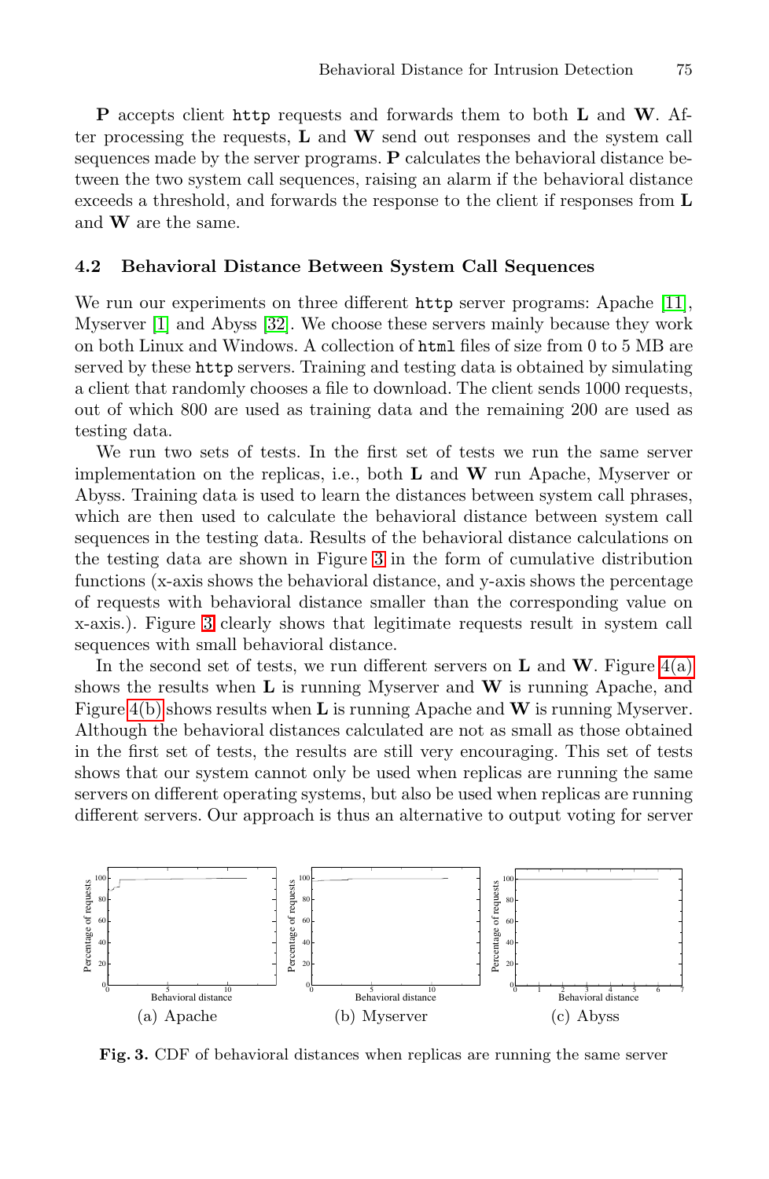**P** accepts client `http` requests and forwards them to both **L** and **W**. After processing the requests, **L** and **W** send out responses and the system call sequences made by the server programs. **P** calculates the behavioral distance between the two system call sequences, raising an alarm if the behavioral distance exceeds a threshold, and forwards the response to the client if responses from **L** and **W** are the same.

### 4.2 Behavioral Distance Between System Call Sequences

We run our experiments on three different `http` server programs: Apache [11], Myserver [1] and Abyss [32]. We choose these servers mainly because they work on both Linux and Windows. A collection of `html` files of size from 0 to 5 MB are served by these `http` servers. Training and testing data is obtained by simulating a client that randomly chooses a file to download. The client sends 1000 requests, out of which 800 are used as training data and the remaining 200 are used as testing data.

We run two sets of tests. In the first set of tests we run the same server implementation on the replicas, i.e., both **L** and **W** run Apache, Myserver or Abyss. Training data is used to learn the distances between system call phrases, which are then used to calculate the behavioral distance between system call sequences in the testing data. Results of the behavioral distance calculations on the testing data are shown in Figure 3 in the form of cumulative distribution functions (x-axis shows the behavioral distance, and y-axis shows the percentage of requests with behavioral distance smaller than the corresponding value on x-axis.). Figure 3 clearly shows that legitimate requests result in system call sequences with small behavioral distance.

In the second set of tests, we run different servers on **L** and **W**. Figure 4(a) shows the results when **L** is running Myserver and **W** is running Apache, and Figure 4(b) shows results when **L** is running Apache and **W** is running Myserver. Although the behavioral distances calculated are not as small as those obtained in the first set of tests, the results are still very encouraging. This set of tests shows that our system cannot only be used when replicas are running the same servers on different operating systems, but also be used when replicas are running different servers. Our approach is thus an alternative to output voting for server

(a) Apache (b) Myserver (c) Abyss

**Fig. 3.** CDF of behavioral distances when replicas are running the same server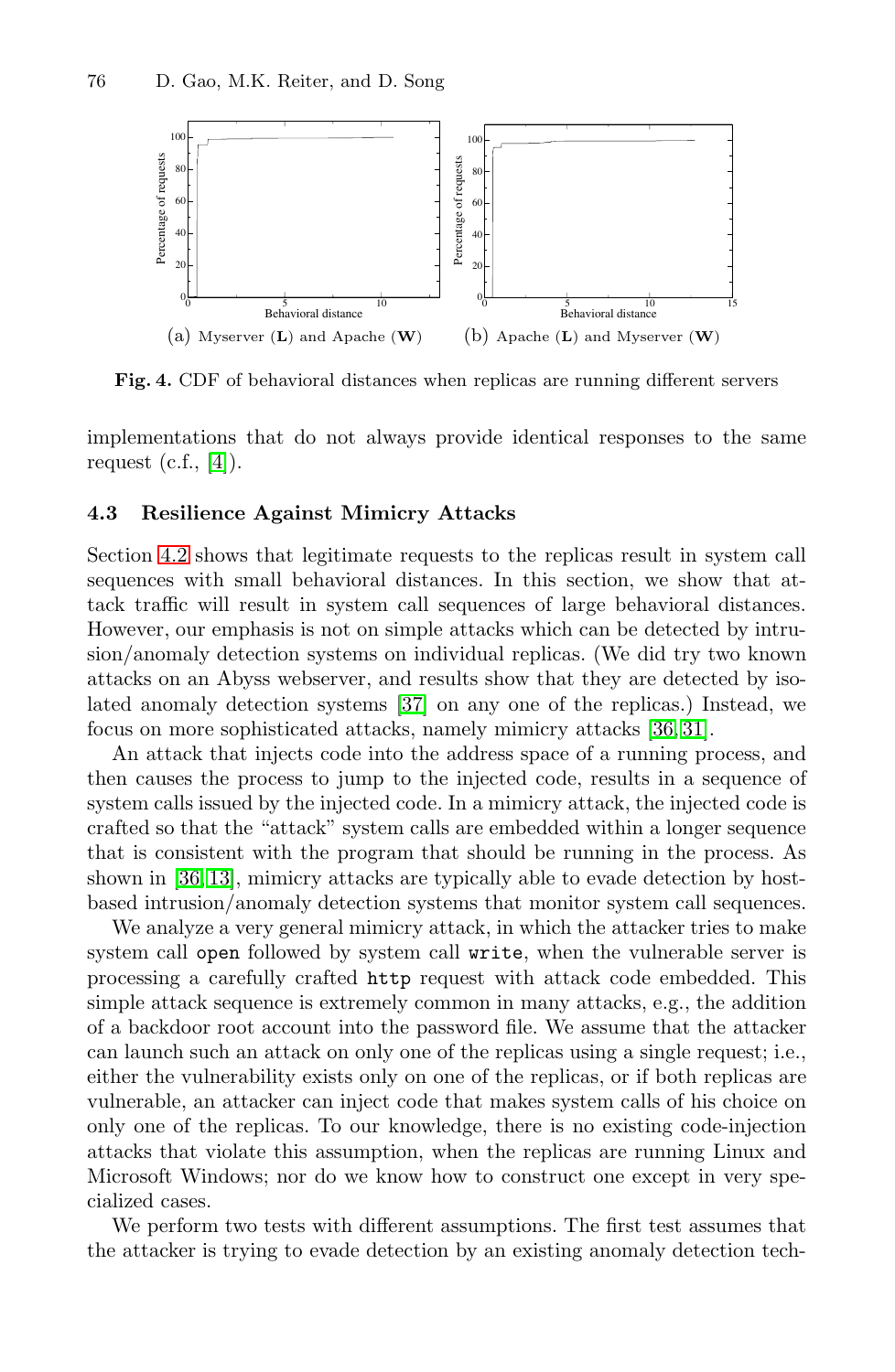(a) Myserver (**L**) and Apache (**W**)

(b) Apache (**L**) and Myserver (**W**)

**Fig. 4.** CDF of behavioral distances when replicas are running different servers

implementations that do not always provide identical responses to the same request (c.f., [4]).

### 4.3 Resilience Against Mimicry Attacks

Section 4.2 shows that legitimate requests to the replicas result in system call sequences with small behavioral distances. In this section, we show that attack traffic will result in system call sequences of large behavioral distances. However, our emphasis is not on simple attacks which can be detected by intrusion/anomaly detection systems on individual replicas. (We did try two known attacks on an Abyss webserver, and results show that they are detected by isolated anomaly detection systems [37] on any one of the replicas.) Instead, we focus on more sophisticated attacks, namely mimicry attacks [36,31].

An attack that injects code into the address space of a running process, and then causes the process to jump to the injected code, results in a sequence of system calls issued by the injected code. In a mimicry attack, the injected code is crafted so that the "attack" system calls are embedded within a longer sequence that is consistent with the program that should be running in the process. As shown in [36,13], mimicry attacks are typically able to evade detection by host-based intrusion/anomaly detection systems that monitor system call sequences.

We analyze a very general mimicry attack, in which the attacker tries to make system call `open` followed by system call `write`, when the vulnerable server is processing a carefully crafted `http` request with attack code embedded. This simple attack sequence is extremely common in many attacks, e.g., the addition of a backdoor root account into the password file. We assume that the attacker can launch such an attack on only one of the replicas using a single request; i.e., either the vulnerability exists only on one of the replicas, or if both replicas are vulnerable, an attacker can inject code that makes system calls of his choice on only one of the replicas. To our knowledge, there is no existing code-injection attacks that violate this assumption, when the replicas are running Linux and Microsoft Windows; nor do we know how to construct one except in very specialized cases.

We perform two tests with different assumptions. The first test assumes that the attacker is trying to evade detection by an existing anomaly detection tech-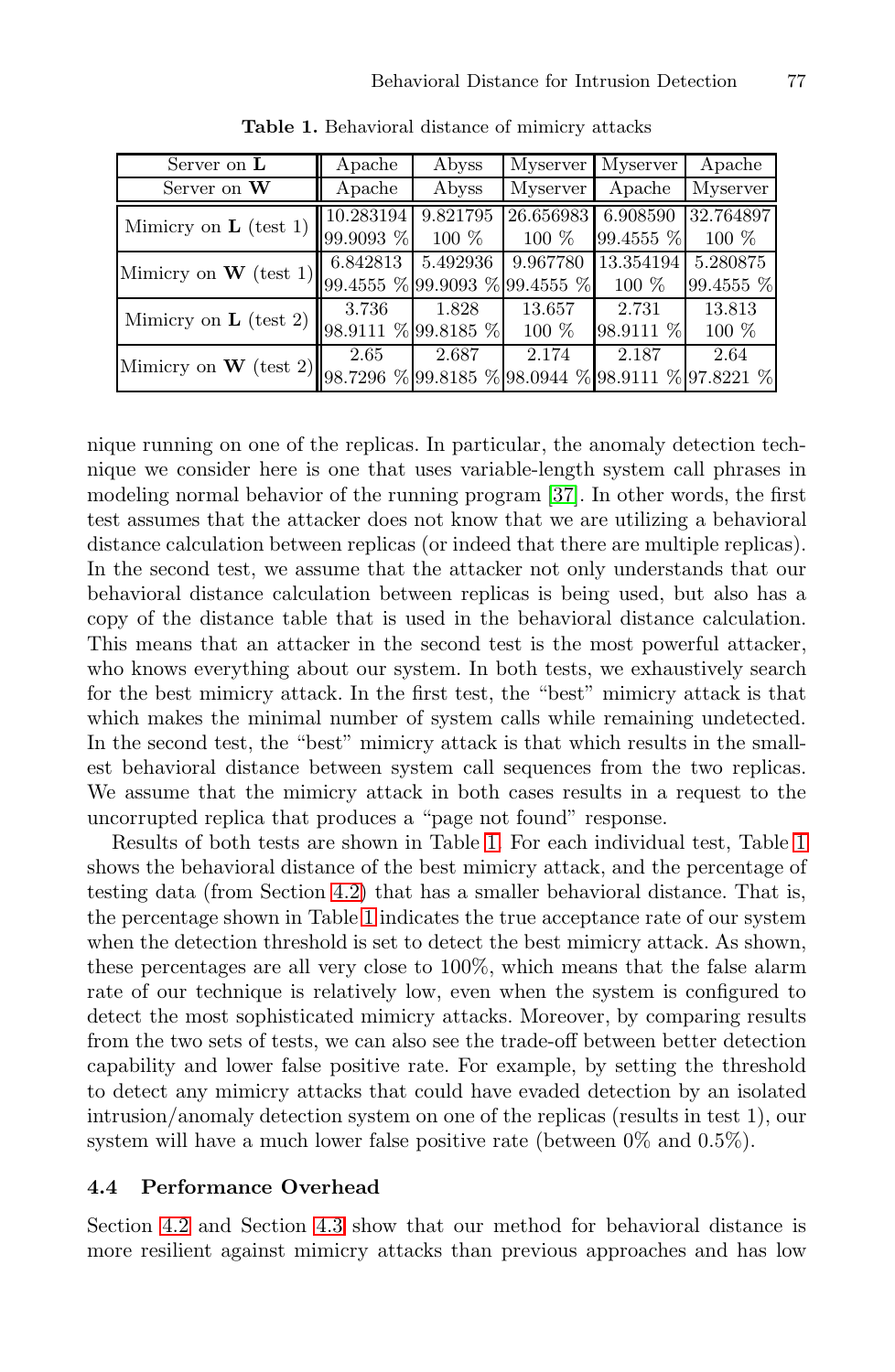**Table 1.** Behavioral distance of mimicry attacks

| Server on **L** | Apache | Abyss | Myserver | Myserver | Apache |
|---|---|---|---|---|---|
| Server on **W** | Apache | Abyss | Myserver | Apache | Myserver |
| Mimicry on **L** (test 1) | 10.283194<br>99.9093 % | 9.821795<br>100 % | 26.656983<br>100 % | 6.908590<br>99.4555 % | 32.764897<br>100 % |
| Mimicry on **W** (test 1) | 6.842813<br>99.4555 % | 5.492936<br>99.9093 % | 9.967780<br>99.4555 % | 13.354194<br>100 % | 5.280875<br>99.4555 % |
| Mimicry on **L** (test 2) | 3.736<br>98.9111 % | 1.828<br>99.8185 % | 13.657<br>100 % | 2.731<br>98.9111 % | 13.813<br>100 % |
| Mimicry on **W** (test 2) | 2.65<br>98.7296 % | 2.687<br>99.8185 % | 2.174<br>98.0944 % | 2.187<br>98.9111 % | 2.64<br>97.8221 % |

nique running on one of the replicas. In particular, the anomaly detection technique we consider here is one that uses variable-length system call phrases in modeling normal behavior of the running program [37]. In other words, the first test assumes that the attacker does not know that we are utilizing a behavioral distance calculation between replicas (or indeed that there are multiple replicas). In the second test, we assume that the attacker not only understands that our behavioral distance calculation between replicas is being used, but also has a copy of the distance table that is used in the behavioral distance calculation. This means that an attacker in the second test is the most powerful attacker, who knows everything about our system. In both tests, we exhaustively search for the best mimicry attack. In the first test, the "best" mimicry attack is that which makes the minimal number of system calls while remaining undetected. In the second test, the "best" mimicry attack is that which results in the smallest behavioral distance between system call sequences from the two replicas. We assume that the mimicry attack in both cases results in a request to the uncorrupted replica that produces a "page not found" response.

Results of both tests are shown in Table 1. For each individual test, Table 1 shows the behavioral distance of the best mimicry attack, and the percentage of testing data (from Section 4.2) that has a smaller behavioral distance. That is, the percentage shown in Table 1 indicates the true acceptance rate of our system when the detection threshold is set to detect the best mimicry attack. As shown, these percentages are all very close to 100%, which means that the false alarm rate of our technique is relatively low, even when the system is configured to detect the most sophisticated mimicry attacks. Moreover, by comparing results from the two sets of tests, we can also see the trade-off between better detection capability and lower false positive rate. For example, by setting the threshold to detect any mimicry attacks that could have evaded detection by an isolated intrusion/anomaly detection system on one of the replicas (results in test 1), our system will have a much lower false positive rate (between 0% and 0.5%).

### 4.4 Performance Overhead

Section 4.2 and Section 4.3 show that our method for behavioral distance is more resilient against mimicry attacks than previous approaches and has low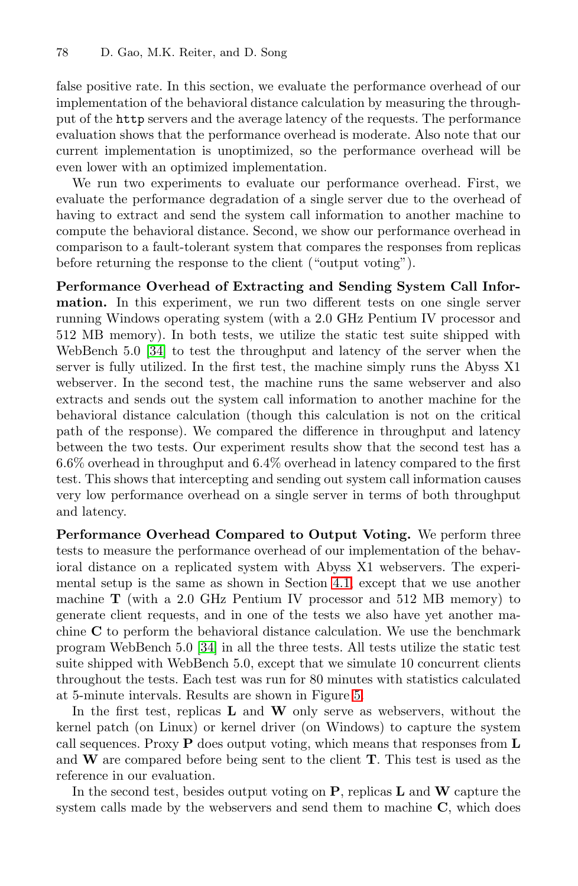false positive rate. In this section, we evaluate the performance overhead of our implementation of the behavioral distance calculation by measuring the throughput of the `http` servers and the average latency of the requests. The performance evaluation shows that the performance overhead is moderate. Also note that our current implementation is unoptimized, so the performance overhead will be even lower with an optimized implementation.

We run two experiments to evaluate our performance overhead. First, we evaluate the performance degradation of a single server due to the overhead of having to extract and send the system call information to another machine to compute the behavioral distance. Second, we show our performance overhead in comparison to a fault-tolerant system that compares the responses from replicas before returning the response to the client ("output voting").

**Performance Overhead of Extracting and Sending System Call Information.** In this experiment, we run two different tests on one single server running Windows operating system (with a 2.0 GHz Pentium IV processor and 512 MB memory). In both tests, we utilize the static test suite shipped with WebBench 5.0 [34] to test the throughput and latency of the server when the server is fully utilized. In the first test, the machine simply runs the Abyss X1 webserver. In the second test, the machine runs the same webserver and also extracts and sends out the system call information to another machine for the behavioral distance calculation (though this calculation is not on the critical path of the response). We compared the difference in throughput and latency between the two tests. Our experiment results show that the second test has a 6.6% overhead in throughput and 6.4% overhead in latency compared to the first test. This shows that intercepting and sending out system call information causes very low performance overhead on a single server in terms of both throughput and latency.

**Performance Overhead Compared to Output Voting.** We perform three tests to measure the performance overhead of our implementation of the behavioral distance on a replicated system with Abyss X1 webservers. The experimental setup is the same as shown in Section 4.1, except that we use another machine **T** (with a 2.0 GHz Pentium IV processor and 512 MB memory) to generate client requests, and in one of the tests we also have yet another machine **C** to perform the behavioral distance calculation. We use the benchmark program WebBench 5.0 [34] in all the three tests. All tests utilize the static test suite shipped with WebBench 5.0, except that we simulate 10 concurrent clients throughout the tests. Each test was run for 80 minutes with statistics calculated at 5-minute intervals. Results are shown in Figure 5.

In the first test, replicas **L** and **W** only serve as webservers, without the kernel patch (on Linux) or kernel driver (on Windows) to capture the system call sequences. Proxy **P** does output voting, which means that responses from **L** and **W** are compared before being sent to the client **T**. This test is used as the reference in our evaluation.

In the second test, besides output voting on **P**, replicas **L** and **W** capture the system calls made by the webservers and send them to machine **C**, which does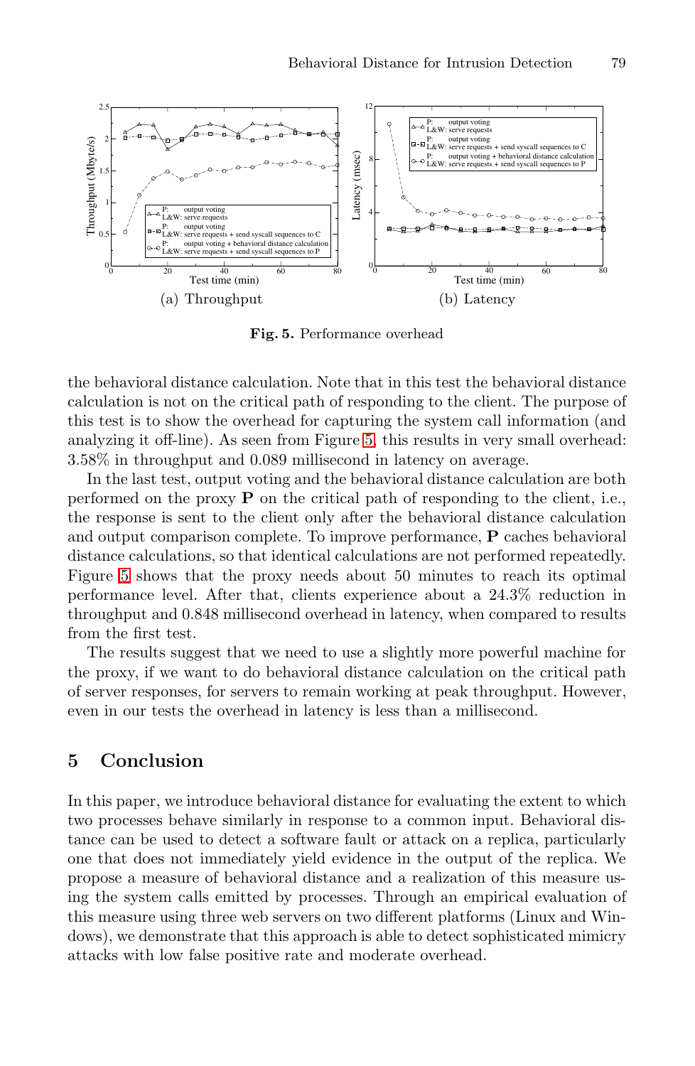(a) Throughput

(b) Latency

**Fig. 5.** Performance overhead

the behavioral distance calculation. Note that in this test the behavioral distance calculation is not on the critical path of responding to the client. The purpose of this test is to show the overhead for capturing the system call information (and analyzing it off-line). As seen from Figure 5, this results in very small overhead: 3.58% in throughput and 0.089 millisecond in latency on average.

In the last test, output voting and the behavioral distance calculation are both performed on the proxy **P** on the critical path of responding to the client, i.e., the response is sent to the client only after the behavioral distance calculation and output comparison complete. To improve performance, **P** caches behavioral distance calculations, so that identical calculations are not performed repeatedly. Figure 5 shows that the proxy needs about 50 minutes to reach its optimal performance level. After that, clients experience about a 24.3% reduction in throughput and 0.848 millisecond overhead in latency, when compared to results from the first test.

The results suggest that we need to use a slightly more powerful machine for the proxy, if we want to do behavioral distance calculation on the critical path of server responses, for servers to remain working at peak throughput. However, even in our tests the overhead in latency is less than a millisecond.

## 5 Conclusion

In this paper, we introduce behavioral distance for evaluating the extent to which two processes behave similarly in response to a common input. Behavioral distance can be used to detect a software fault or attack on a replica, particularly one that does not immediately yield evidence in the output of the replica. We propose a measure of behavioral distance and a realization of this measure using the system calls emitted by processes. Through an empirical evaluation of this measure using three web servers on two different platforms (Linux and Windows), we demonstrate that this approach is able to detect sophisticated mimicry attacks with low false positive rate and moderate overhead.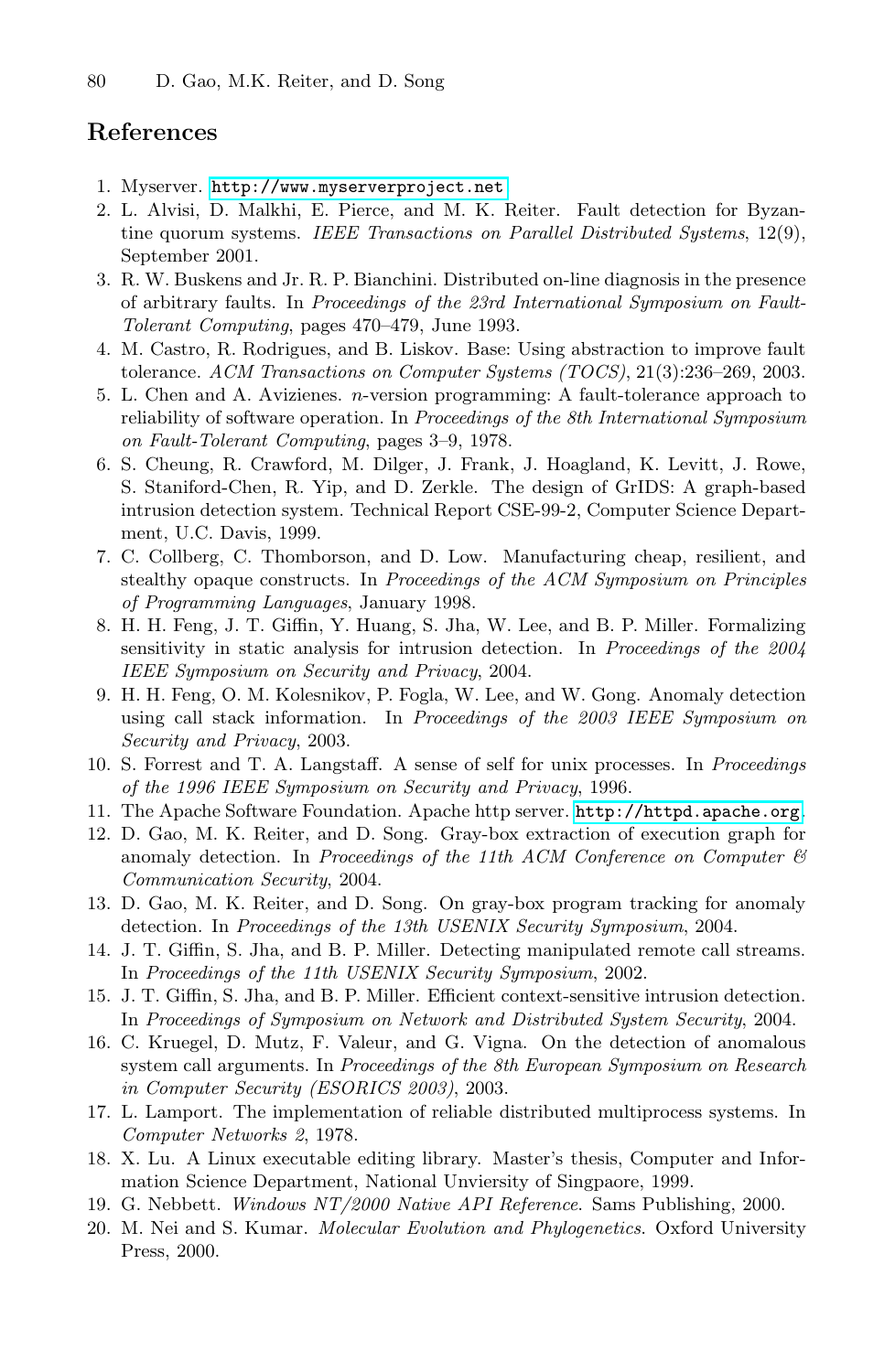## References

1. Myserver. http://www.myserverproject.net
2. L. Alvisi, D. Malkhi, E. Pierce, and M. K. Reiter. Fault detection for Byzantine quorum systems. *IEEE Transactions on Parallel Distributed Systems*, 12(9), September 2001.
3. R. W. Buskens and Jr. R. P. Bianchini. Distributed on-line diagnosis in the presence of arbitrary faults. In *Proceedings of the 23rd International Symposium on Fault-Tolerant Computing*, pages 470–479, June 1993.
4. M. Castro, R. Rodrigues, and B. Liskov. Base: Using abstraction to improve fault tolerance. *ACM Transactions on Computer Systems (TOCS)*, 21(3):236–269, 2003.
5. L. Chen and A. Avizienes. *n*-version programming: A fault-tolerance approach to reliability of software operation. In *Proceedings of the 8th International Symposium on Fault-Tolerant Computing*, pages 3–9, 1978.
6. S. Cheung, R. Crawford, M. Dilger, J. Frank, J. Hoagland, K. Levitt, J. Rowe, S. Staniford-Chen, R. Yip, and D. Zerkle. The design of GrIDS: A graph-based intrusion detection system. Technical Report CSE-99-2, Computer Science Department, U.C. Davis, 1999.
7. C. Collberg, C. Thomborson, and D. Low. Manufacturing cheap, resilient, and stealthy opaque constructs. In *Proceedings of the ACM Symposium on Principles of Programming Languages*, January 1998.
8. H. H. Feng, J. T. Giffin, Y. Huang, S. Jha, W. Lee, and B. P. Miller. Formalizing sensitivity in static analysis for intrusion detection. In *Proceedings of the 2004 IEEE Symposium on Security and Privacy*, 2004.
9. H. H. Feng, O. M. Kolesnikov, P. Fogla, W. Lee, and W. Gong. Anomaly detection using call stack information. In *Proceedings of the 2003 IEEE Symposium on Security and Privacy*, 2003.
10. S. Forrest and T. A. Langstaff. A sense of self for unix processes. In *Proceedings of the 1996 IEEE Symposium on Security and Privacy*, 1996.
11. The Apache Software Foundation. Apache http server. http://httpd.apache.org.
12. D. Gao, M. K. Reiter, and D. Song. Gray-box extraction of execution graph for anomaly detection. In *Proceedings of the 11th ACM Conference on Computer & Communication Security*, 2004.
13. D. Gao, M. K. Reiter, and D. Song. On gray-box program tracking for anomaly detection. In *Proceedings of the 13th USENIX Security Symposium*, 2004.
14. J. T. Giffin, S. Jha, and B. P. Miller. Detecting manipulated remote call streams. In *Proceedings of the 11th USENIX Security Symposium*, 2002.
15. J. T. Giffin, S. Jha, and B. P. Miller. Efficient context-sensitive intrusion detection. In *Proceedings of Symposium on Network and Distributed System Security*, 2004.
16. C. Kruegel, D. Mutz, F. Valeur, and G. Vigna. On the detection of anomalous system call arguments. In *Proceedings of the 8th European Symposium on Research in Computer Security (ESORICS 2003)*, 2003.
17. L. Lamport. The implementation of reliable distributed multiprocess systems. In *Computer Networks 2*, 1978.
18. X. Lu. A Linux executable editing library. Master's thesis, Computer and Information Science Department, National Unviersity of Singpaore, 1999.
19. G. Nebbett. *Windows NT/2000 Native API Reference*. Sams Publishing, 2000.
20. M. Nei and S. Kumar. *Molecular Evolution and Phylogenetics*. Oxford University Press, 2000.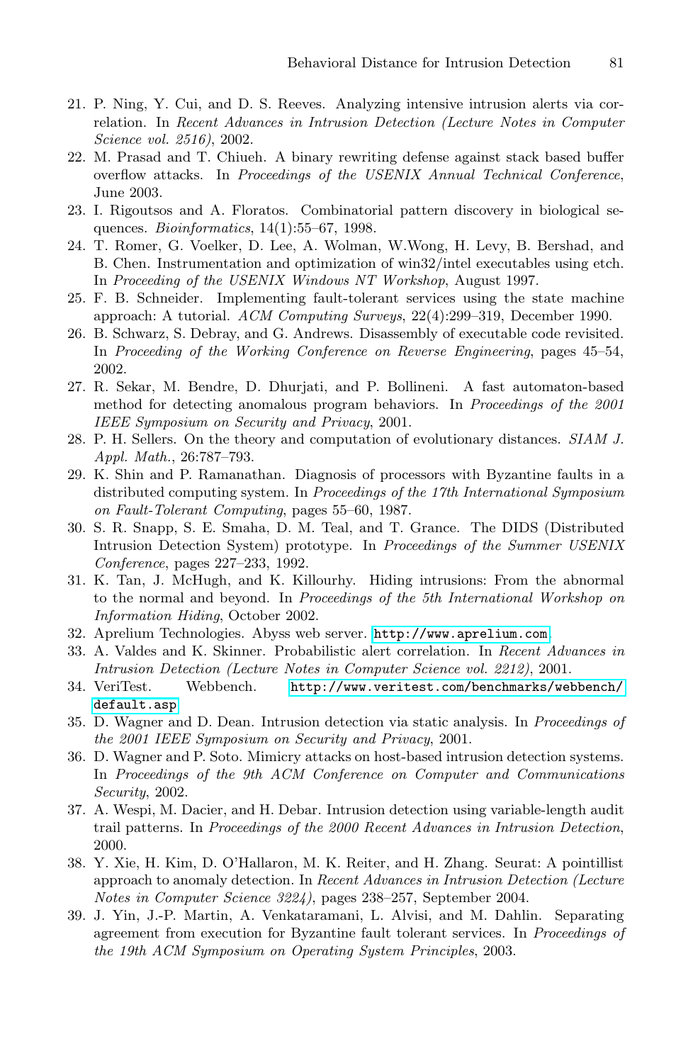21. P. Ning, Y. Cui, and D. S. Reeves. Analyzing intensive intrusion alerts via correlation. In *Recent Advances in Intrusion Detection (Lecture Notes in Computer Science vol. 2516)*, 2002.
22. M. Prasad and T. Chiueh. A binary rewriting defense against stack based buffer overflow attacks. In *Proceedings of the USENIX Annual Technical Conference*, June 2003.
23. I. Rigoutsos and A. Floratos. Combinatorial pattern discovery in biological sequences. *Bioinformatics*, 14(1):55–67, 1998.
24. T. Romer, G. Voelker, D. Lee, A. Wolman, W.Wong, H. Levy, B. Bershad, and B. Chen. Instrumentation and optimization of win32/intel executables using etch. In *Proceeding of the USENIX Windows NT Workshop*, August 1997.
25. F. B. Schneider. Implementing fault-tolerant services using the state machine approach: A tutorial. *ACM Computing Surveys*, 22(4):299–319, December 1990.
26. B. Schwarz, S. Debray, and G. Andrews. Disassembly of executable code revisited. In *Proceeding of the Working Conference on Reverse Engineering*, pages 45–54, 2002.
27. R. Sekar, M. Bendre, D. Dhurjati, and P. Bollineni. A fast automaton-based method for detecting anomalous program behaviors. In *Proceedings of the 2001 IEEE Symposium on Security and Privacy*, 2001.
28. P. H. Sellers. On the theory and computation of evolutionary distances. *SIAM J. Appl. Math.*, 26:787–793.
29. K. Shin and P. Ramanathan. Diagnosis of processors with Byzantine faults in a distributed computing system. In *Proceedings of the 17th International Symposium on Fault-Tolerant Computing*, pages 55–60, 1987.
30. S. R. Snapp, S. E. Smaha, D. M. Teal, and T. Grance. The DIDS (Distributed Intrusion Detection System) prototype. In *Proceedings of the Summer USENIX Conference*, pages 227–233, 1992.
31. K. Tan, J. McHugh, and K. Killourhy. Hiding intrusions: From the abnormal to the normal and beyond. In *Proceedings of the 5th International Workshop on Information Hiding*, October 2002.
32. Aprelium Technologies. Abyss web server. http://www.aprelium.com
33. A. Valdes and K. Skinner. Probabilistic alert correlation. In *Recent Advances in Intrusion Detection (Lecture Notes in Computer Science vol. 2212)*, 2001.
34. VeriTest. Webbench. http://www.veritest.com/benchmarks/webbench/default.asp
35. D. Wagner and D. Dean. Intrusion detection via static analysis. In *Proceedings of the 2001 IEEE Symposium on Security and Privacy*, 2001.
36. D. Wagner and P. Soto. Mimicry attacks on host-based intrusion detection systems. In *Proceedings of the 9th ACM Conference on Computer and Communications Security*, 2002.
37. A. Wespi, M. Dacier, and H. Debar. Intrusion detection using variable-length audit trail patterns. In *Proceedings of the 2000 Recent Advances in Intrusion Detection*, 2000.
38. Y. Xie, H. Kim, D. O'Hallaron, M. K. Reiter, and H. Zhang. Seurat: A pointillist approach to anomaly detection. In *Recent Advances in Intrusion Detection (Lecture Notes in Computer Science 3224)*, pages 238–257, September 2004.
39. J. Yin, J.-P. Martin, A. Venkataramani, L. Alvisi, and M. Dahlin. Separating agreement from execution for Byzantine fault tolerant services. In *Proceedings of the 19th ACM Symposium on Operating System Principles*, 2003.